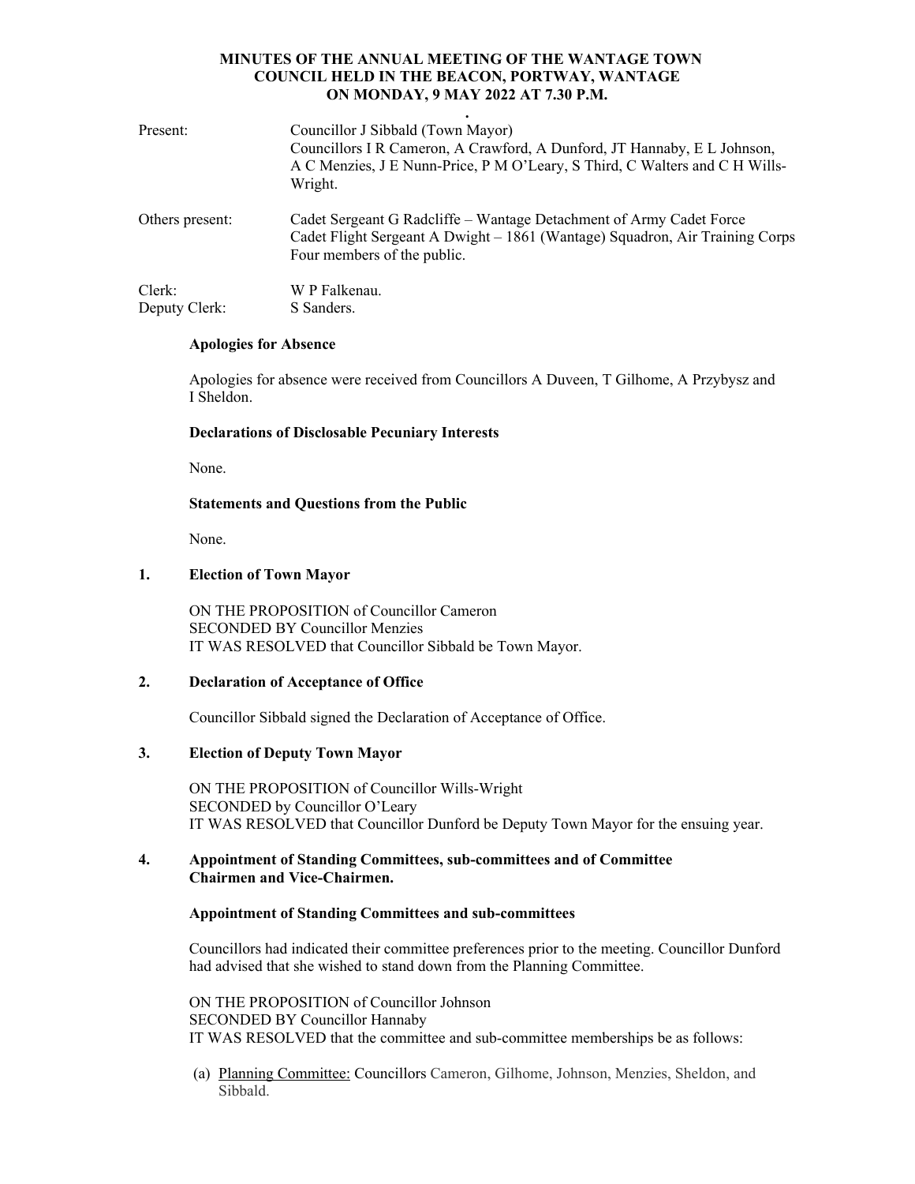# MINUTES OF THE ANNUAL MEETING OF THE WANTAGE TOWN COUNCIL HELD IN THE BEACON, PORTWAY, WANTAGE ON MONDAY, 9 MAY 2022 AT 7.30 P.M.

| | |
|---|---|
| Present: | Councillor J Sibbald (Town Mayor)<br>Councillors I R Cameron, A Crawford, A Dunford, JT Hannaby, E L Johnson, A C Menzies, J E Nunn-Price, P M O'Leary, S Third, C Walters and C H Wills-Wright. |
| Others present: | Cadet Sergeant G Radcliffe – Wantage Detachment of Army Cadet Force<br>Cadet Flight Sergeant A Dwight – 1861 (Wantage) Squadron, Air Training Corps<br>Four members of the public. |
| Clerk: | W P Falkenau. |
| Deputy Clerk: | S Sanders. |

**Apologies for Absence**

Apologies for absence were received from Councillors A Duveen, T Gilhome, A Przybysz and I Sheldon.

**Declarations of Disclosable Pecuniary Interests**

None.

**Statements and Questions from the Public**

None.

## 1. Election of Town Mayor

ON THE PROPOSITION of Councillor Cameron
SECONDED BY Councillor Menzies
IT WAS RESOLVED that Councillor Sibbald be Town Mayor.

## 2. Declaration of Acceptance of Office

Councillor Sibbald signed the Declaration of Acceptance of Office.

## 3. Election of Deputy Town Mayor

ON THE PROPOSITION of Councillor Wills-Wright
SECONDED by Councillor O'Leary
IT WAS RESOLVED that Councillor Dunford be Deputy Town Mayor for the ensuing year.

## 4. Appointment of Standing Committees, sub-committees and of Committee Chairmen and Vice-Chairmen.

**Appointment of Standing Committees and sub-committees**

Councillors had indicated their committee preferences prior to the meeting. Councillor Dunford had advised that she wished to stand down from the Planning Committee.

ON THE PROPOSITION of Councillor Johnson
SECONDED BY Councillor Hannaby
IT WAS RESOLVED that the committee and sub-committee memberships be as follows:

(a) Planning Committee: Councillors Cameron, Gilhome, Johnson, Menzies, Sheldon, and Sibbald.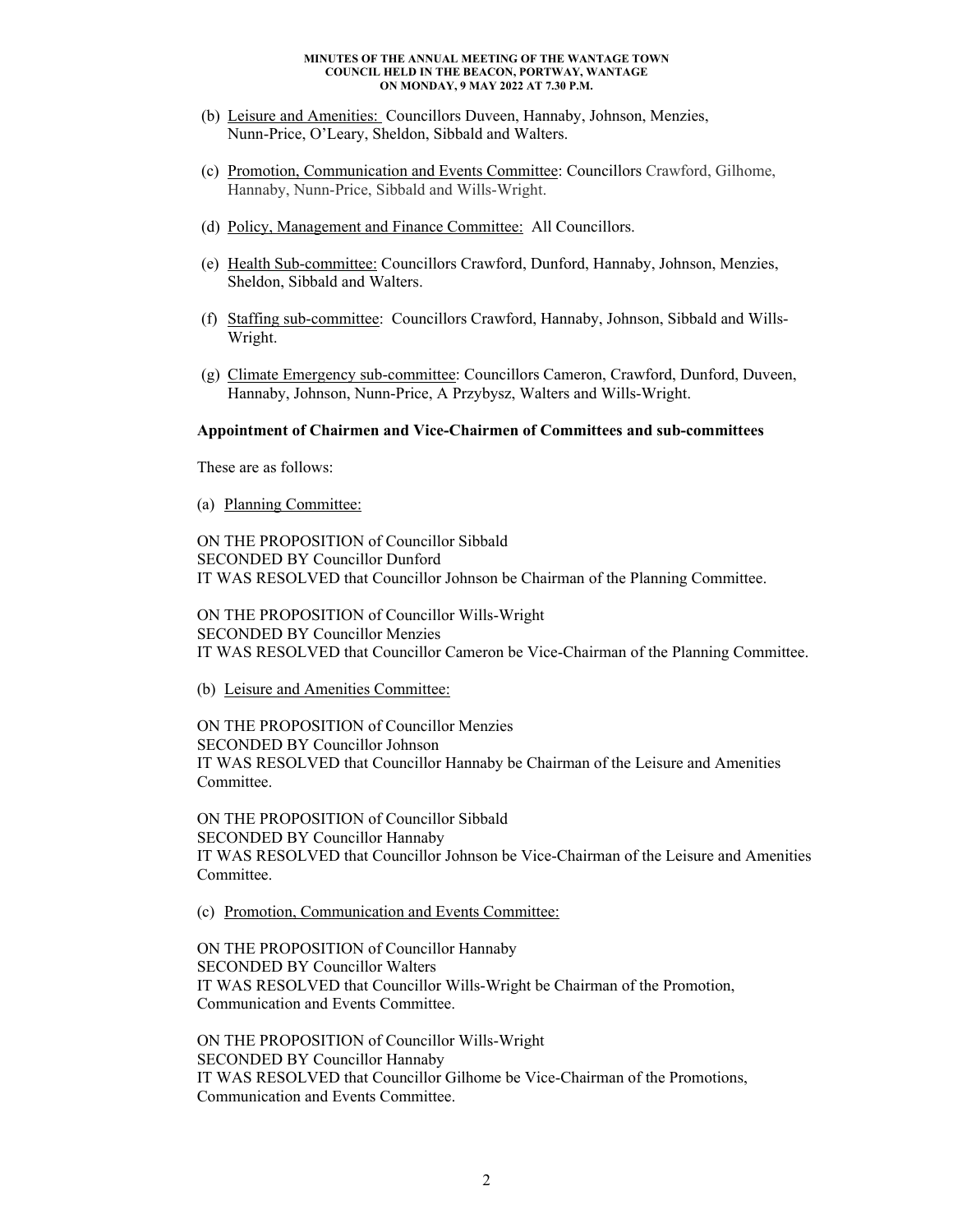(b) Leisure and Amenities: Councillors Duveen, Hannaby, Johnson, Menzies, Nunn-Price, O'Leary, Sheldon, Sibbald and Walters.

(c) Promotion, Communication and Events Committee: Councillors Crawford, Gilhome, Hannaby, Nunn-Price, Sibbald and Wills-Wright.

(d) Policy, Management and Finance Committee: All Councillors.

(e) Health Sub-committee: Councillors Crawford, Dunford, Hannaby, Johnson, Menzies, Sheldon, Sibbald and Walters.

(f) Staffing sub-committee: Councillors Crawford, Hannaby, Johnson, Sibbald and Wills-Wright.

(g) Climate Emergency sub-committee: Councillors Cameron, Crawford, Dunford, Duveen, Hannaby, Johnson, Nunn-Price, A Przybysz, Walters and Wills-Wright.

**Appointment of Chairmen and Vice-Chairmen of Committees and sub-committees**

These are as follows:

(a) Planning Committee:

ON THE PROPOSITION of Councillor Sibbald
SECONDED BY Councillor Dunford
IT WAS RESOLVED that Councillor Johnson be Chairman of the Planning Committee.

ON THE PROPOSITION of Councillor Wills-Wright
SECONDED BY Councillor Menzies
IT WAS RESOLVED that Councillor Cameron be Vice-Chairman of the Planning Committee.

(b) Leisure and Amenities Committee:

ON THE PROPOSITION of Councillor Menzies
SECONDED BY Councillor Johnson
IT WAS RESOLVED that Councillor Hannaby be Chairman of the Leisure and Amenities Committee.

ON THE PROPOSITION of Councillor Sibbald
SECONDED BY Councillor Hannaby
IT WAS RESOLVED that Councillor Johnson be Vice-Chairman of the Leisure and Amenities Committee.

(c) Promotion, Communication and Events Committee:

ON THE PROPOSITION of Councillor Hannaby
SECONDED BY Councillor Walters
IT WAS RESOLVED that Councillor Wills-Wright be Chairman of the Promotion, Communication and Events Committee.

ON THE PROPOSITION of Councillor Wills-Wright
SECONDED BY Councillor Hannaby
IT WAS RESOLVED that Councillor Gilhome be Vice-Chairman of the Promotions, Communication and Events Committee.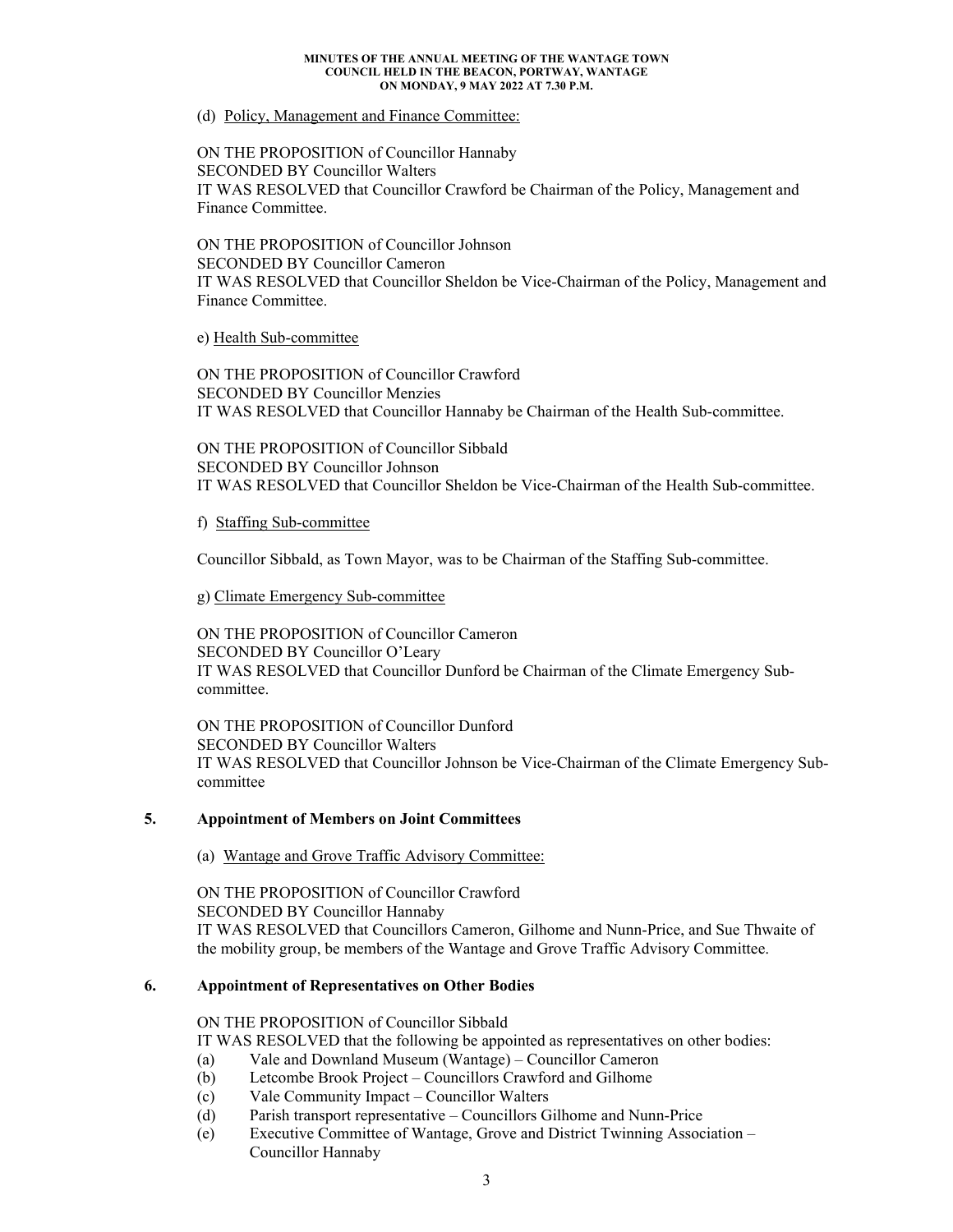(d) Policy, Management and Finance Committee:

ON THE PROPOSITION of Councillor Hannaby
SECONDED BY Councillor Walters
IT WAS RESOLVED that Councillor Crawford be Chairman of the Policy, Management and Finance Committee.

ON THE PROPOSITION of Councillor Johnson
SECONDED BY Councillor Cameron
IT WAS RESOLVED that Councillor Sheldon be Vice-Chairman of the Policy, Management and Finance Committee.

e) Health Sub-committee

ON THE PROPOSITION of Councillor Crawford
SECONDED BY Councillor Menzies
IT WAS RESOLVED that Councillor Hannaby be Chairman of the Health Sub-committee.

ON THE PROPOSITION of Councillor Sibbald
SECONDED BY Councillor Johnson
IT WAS RESOLVED that Councillor Sheldon be Vice-Chairman of the Health Sub-committee.

f) Staffing Sub-committee

Councillor Sibbald, as Town Mayor, was to be Chairman of the Staffing Sub-committee.

g) Climate Emergency Sub-committee

ON THE PROPOSITION of Councillor Cameron
SECONDED BY Councillor O'Leary
IT WAS RESOLVED that Councillor Dunford be Chairman of the Climate Emergency Sub-committee.

ON THE PROPOSITION of Councillor Dunford
SECONDED BY Councillor Walters
IT WAS RESOLVED that Councillor Johnson be Vice-Chairman of the Climate Emergency Sub-committee

## 5. Appointment of Members on Joint Committees

(a) Wantage and Grove Traffic Advisory Committee:

ON THE PROPOSITION of Councillor Crawford
SECONDED BY Councillor Hannaby
IT WAS RESOLVED that Councillors Cameron, Gilhome and Nunn-Price, and Sue Thwaite of the mobility group, be members of the Wantage and Grove Traffic Advisory Committee.

## 6. Appointment of Representatives on Other Bodies

ON THE PROPOSITION of Councillor Sibbald
IT WAS RESOLVED that the following be appointed as representatives on other bodies:

(a) Vale and Downland Museum (Wantage) – Councillor Cameron
(b) Letcombe Brook Project – Councillors Crawford and Gilhome
(c) Vale Community Impact – Councillor Walters
(d) Parish transport representative – Councillors Gilhome and Nunn-Price
(e) Executive Committee of Wantage, Grove and District Twinning Association – Councillor Hannaby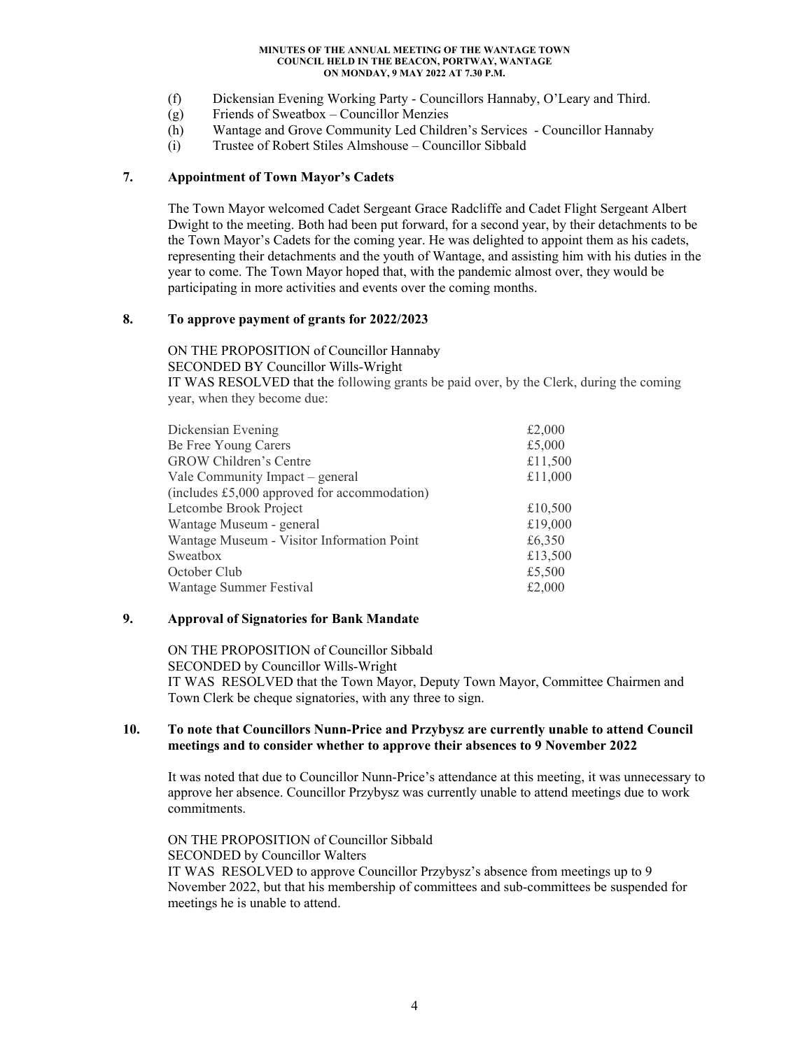(f) Dickensian Evening Working Party - Councillors Hannaby, O'Leary and Third.
(g) Friends of Sweatbox – Councillor Menzies
(h) Wantage and Grove Community Led Children's Services - Councillor Hannaby
(i) Trustee of Robert Stiles Almshouse – Councillor Sibbald

## 7. Appointment of Town Mayor's Cadets

The Town Mayor welcomed Cadet Sergeant Grace Radcliffe and Cadet Flight Sergeant Albert Dwight to the meeting. Both had been put forward, for a second year, by their detachments to be the Town Mayor's Cadets for the coming year. He was delighted to appoint them as his cadets, representing their detachments and the youth of Wantage, and assisting him with his duties in the year to come. The Town Mayor hoped that, with the pandemic almost over, they would be participating in more activities and events over the coming months.

## 8. To approve payment of grants for 2022/2023

ON THE PROPOSITION of Councillor Hannaby
SECONDED BY Councillor Wills-Wright
IT WAS RESOLVED that the following grants be paid over, by the Clerk, during the coming year, when they become due:

| | |
|---|---|
| Dickensian Evening | £2,000 |
| Be Free Young Carers | £5,000 |
| GROW Children's Centre | £11,500 |
| Vale Community Impact – general (includes £5,000 approved for accommodation) | £11,000 |
| Letcombe Brook Project | £10,500 |
| Wantage Museum - general | £19,000 |
| Wantage Museum - Visitor Information Point | £6,350 |
| Sweatbox | £13,500 |
| October Club | £5,500 |
| Wantage Summer Festival | £2,000 |

## 9. Approval of Signatories for Bank Mandate

ON THE PROPOSITION of Councillor Sibbald
SECONDED by Councillor Wills-Wright
IT WAS RESOLVED that the Town Mayor, Deputy Town Mayor, Committee Chairmen and Town Clerk be cheque signatories, with any three to sign.

## 10. To note that Councillors Nunn-Price and Przybysz are currently unable to attend Council meetings and to consider whether to approve their absences to 9 November 2022

It was noted that due to Councillor Nunn-Price's attendance at this meeting, it was unnecessary to approve her absence. Councillor Przybysz was currently unable to attend meetings due to work commitments.

ON THE PROPOSITION of Councillor Sibbald
SECONDED by Councillor Walters
IT WAS RESOLVED to approve Councillor Przybysz's absence from meetings up to 9 November 2022, but that his membership of committees and sub-committees be suspended for meetings he is unable to attend.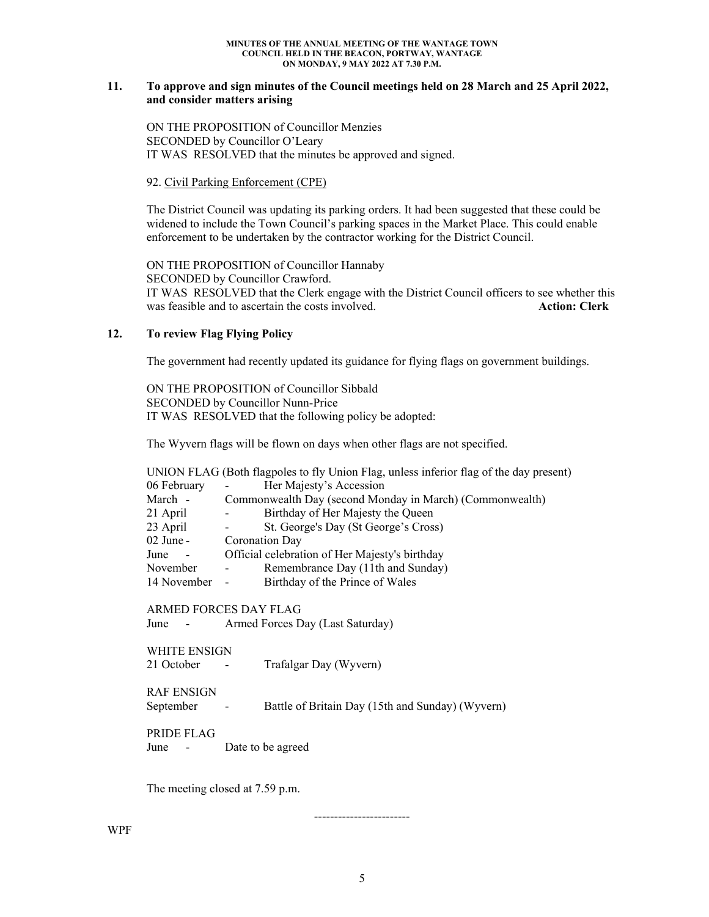## 11. To approve and sign minutes of the Council meetings held on 28 March and 25 April 2022, and consider matters arising

ON THE PROPOSITION of Councillor Menzies
SECONDED by Councillor O'Leary
IT WAS RESOLVED that the minutes be approved and signed.

92. Civil Parking Enforcement (CPE)

The District Council was updating its parking orders. It had been suggested that these could be widened to include the Town Council's parking spaces in the Market Place. This could enable enforcement to be undertaken by the contractor working for the District Council.

ON THE PROPOSITION of Councillor Hannaby
SECONDED by Councillor Crawford.
IT WAS RESOLVED that the Clerk engage with the District Council officers to see whether this was feasible and to ascertain the costs involved. **Action: Clerk**

## 12. To review Flag Flying Policy

The government had recently updated its guidance for flying flags on government buildings.

ON THE PROPOSITION of Councillor Sibbald
SECONDED by Councillor Nunn-Price
IT WAS RESOLVED that the following policy be adopted:

The Wyvern flags will be flown on days when other flags are not specified.

UNION FLAG (Both flagpoles to fly Union Flag, unless inferior flag of the day present)
06 February - Her Majesty's Accession
March - Commonwealth Day (second Monday in March) (Commonwealth)
21 April - Birthday of Her Majesty the Queen
23 April - St. George's Day (St George's Cross)
02 June - Coronation Day
June - Official celebration of Her Majesty's birthday
November - Remembrance Day (11th and Sunday)
14 November - Birthday of the Prince of Wales

ARMED FORCES DAY FLAG
June - Armed Forces Day (Last Saturday)

WHITE ENSIGN
21 October - Trafalgar Day (Wyvern)

RAF ENSIGN
September - Battle of Britain Day (15th and Sunday) (Wyvern)

PRIDE FLAG
June - Date to be agreed

The meeting closed at 7.59 p.m.

-----------------------

WPF